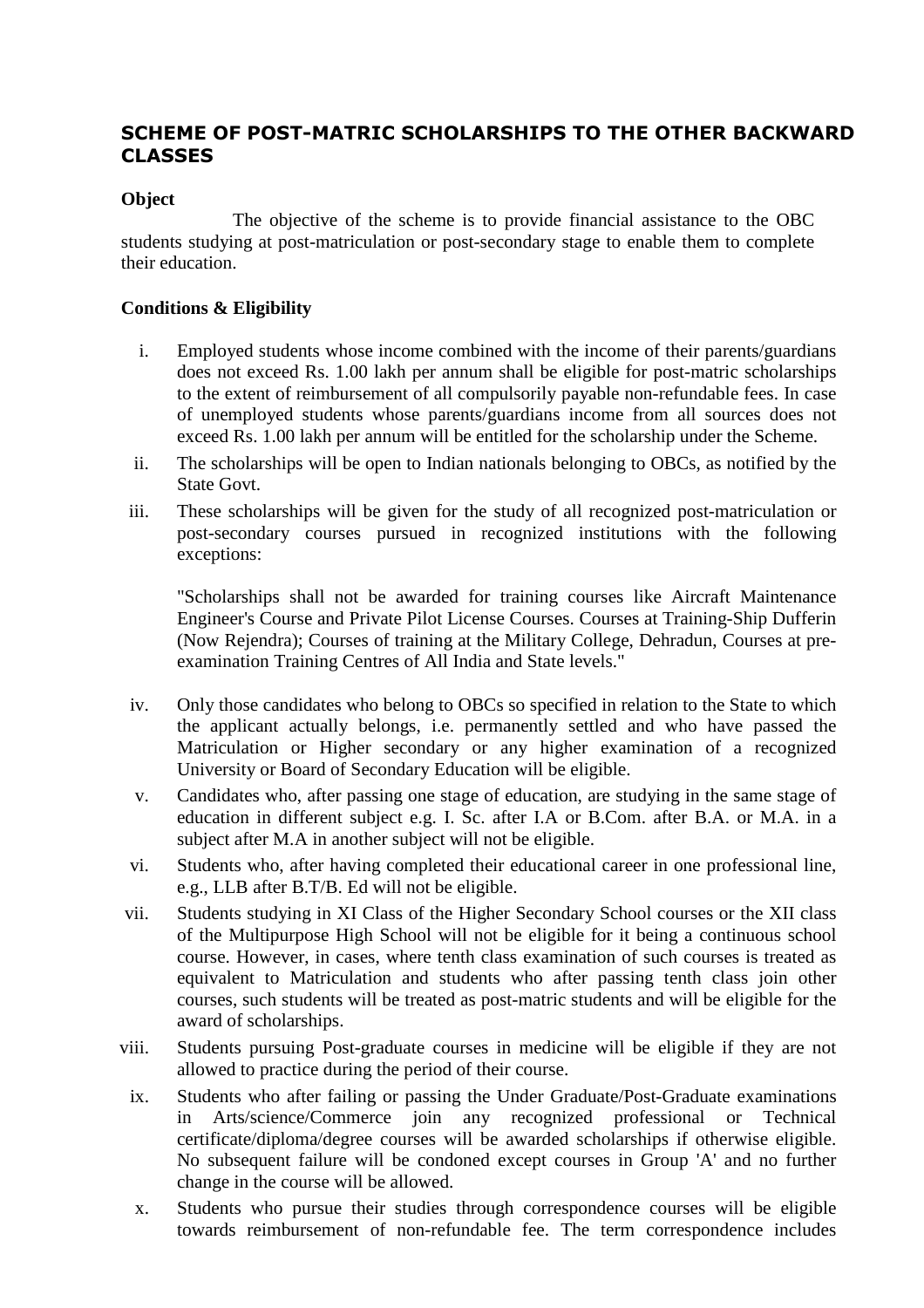## SCHEME OF POST-MATRIC SCHOLARSHIPS TO THE OTHER BACKWARD CLASSES

**Object**

The objective of the scheme is to provide financial assistance to the OBC students studying at post-matriculation or post-secondary stage to enable them to complete their education.

**Conditions & Eligibility**

i. Employed students whose income combined with the income of their parents/guardians does not exceed Rs. 1.00 lakh per annum shall be eligible for post-matric scholarships to the extent of reimbursement of all compulsorily payable non-refundable fees. In case of unemployed students whose parents/guardians income from all sources does not exceed Rs. 1.00 lakh per annum will be entitled for the scholarship under the Scheme.

ii. The scholarships will be open to Indian nationals belonging to OBCs, as notified by the State Govt.

iii. These scholarships will be given for the study of all recognized post-matriculation or post-secondary courses pursued in recognized institutions with the following exceptions:

   "Scholarships shall not be awarded for training courses like Aircraft Maintenance Engineer's Course and Private Pilot License Courses. Courses at Training-Ship Dufferin (Now Rejendra); Courses of training at the Military College, Dehradun, Courses at pre-examination Training Centres of All India and State levels."

iv. Only those candidates who belong to OBCs so specified in relation to the State to which the applicant actually belongs, i.e. permanently settled and who have passed the Matriculation or Higher secondary or any higher examination of a recognized University or Board of Secondary Education will be eligible.

v. Candidates who, after passing one stage of education, are studying in the same stage of education in different subject e.g. I. Sc. after I.A or B.Com. after B.A. or M.A. in a subject after M.A in another subject will not be eligible.

vi. Students who, after having completed their educational career in one professional line, e.g., LLB after B.T/B. Ed will not be eligible.

vii. Students studying in XI Class of the Higher Secondary School courses or the XII class of the Multipurpose High School will not be eligible for it being a continuous school course. However, in cases, where tenth class examination of such courses is treated as equivalent to Matriculation and students who after passing tenth class join other courses, such students will be treated as post-matric students and will be eligible for the award of scholarships.

viii. Students pursuing Post-graduate courses in medicine will be eligible if they are not allowed to practice during the period of their course.

ix. Students who after failing or passing the Under Graduate/Post-Graduate examinations in Arts/science/Commerce join any recognized professional or Technical certificate/diploma/degree courses will be awarded scholarships if otherwise eligible. No subsequent failure will be condoned except courses in Group 'A' and no further change in the course will be allowed.

x. Students who pursue their studies through correspondence courses will be eligible towards reimbursement of non-refundable fee. The term correspondence includes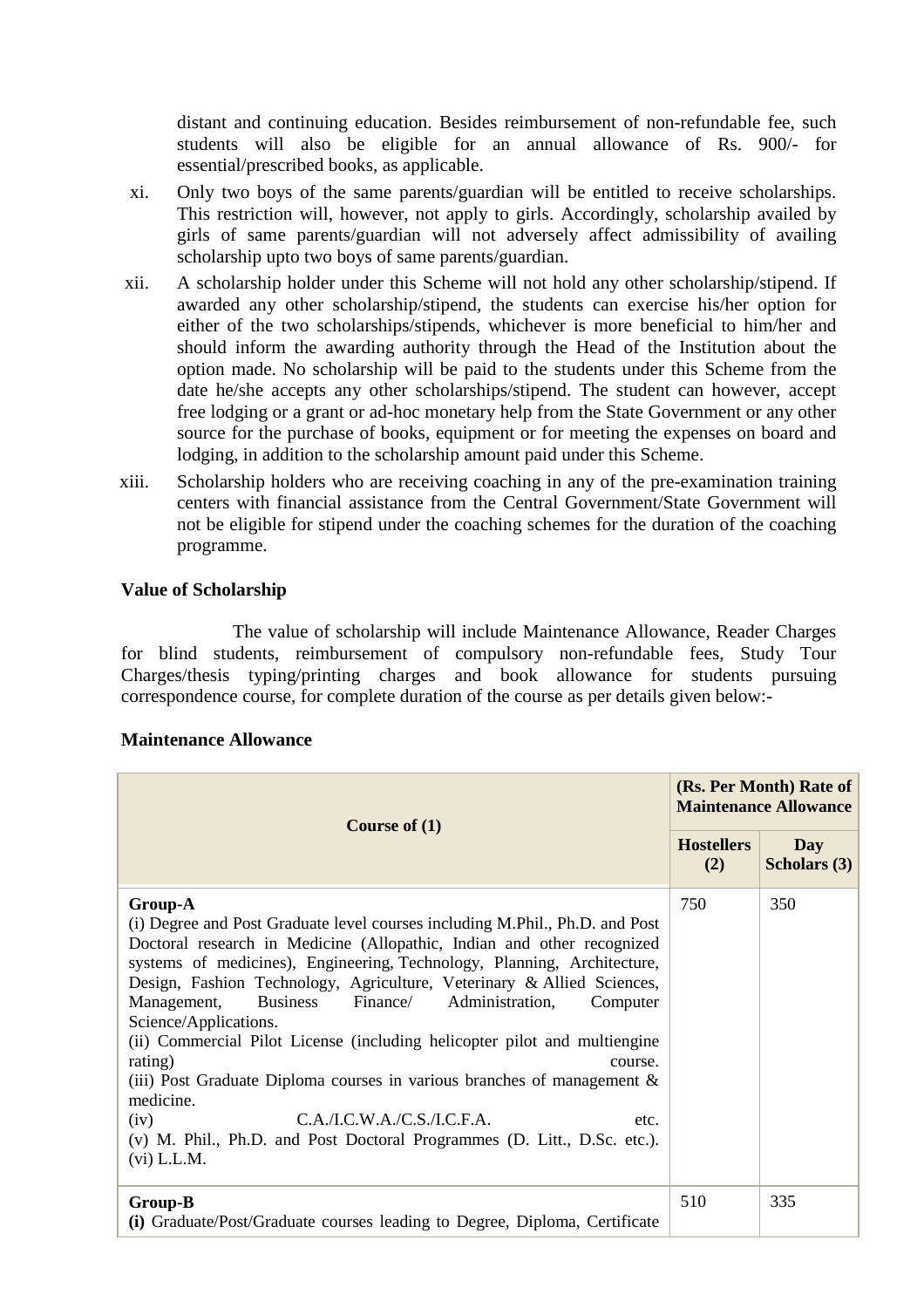distant and continuing education. Besides reimbursement of non-refundable fee, such students will also be eligible for an annual allowance of Rs. 900/- for essential/prescribed books, as applicable.

xi. Only two boys of the same parents/guardian will be entitled to receive scholarships. This restriction will, however, not apply to girls. Accordingly, scholarship availed by girls of same parents/guardian will not adversely affect admissibility of availing scholarship upto two boys of same parents/guardian.

xii. A scholarship holder under this Scheme will not hold any other scholarship/stipend. If awarded any other scholarship/stipend, the students can exercise his/her option for either of the two scholarships/stipends, whichever is more beneficial to him/her and should inform the awarding authority through the Head of the Institution about the option made. No scholarship will be paid to the students under this Scheme from the date he/she accepts any other scholarships/stipend. The student can however, accept free lodging or a grant or ad-hoc monetary help from the State Government or any other source for the purchase of books, equipment or for meeting the expenses on board and lodging, in addition to the scholarship amount paid under this Scheme.

xiii. Scholarship holders who are receiving coaching in any of the pre-examination training centers with financial assistance from the Central Government/State Government will not be eligible for stipend under the coaching schemes for the duration of the coaching programme.

**Value of Scholarship**

The value of scholarship will include Maintenance Allowance, Reader Charges for blind students, reimbursement of compulsory non-refundable fees, Study Tour Charges/thesis typing/printing charges and book allowance for students pursuing correspondence course, for complete duration of the course as per details given below:-

**Maintenance Allowance**

| Course of (1) | (Rs. Per Month) Rate of Maintenance Allowance | |
|---|---|---|
| | Hostellers (2) | Day Scholars (3) |
| **Group-A**<br>(i) Degree and Post Graduate level courses including M.Phil., Ph.D. and Post Doctoral research in Medicine (Allopathic, Indian and other recognized systems of medicines), Engineering, Technology, Planning, Architecture, Design, Fashion Technology, Agriculture, Veterinary & Allied Sciences, Management, Business Finance/ Administration, Computer Science/Applications.<br>(ii) Commercial Pilot License (including helicopter pilot and multiengine rating) course.<br>(iii) Post Graduate Diploma courses in various branches of management & medicine.<br>(iv) C.A./I.C.W.A./C.S./I.C.F.A. etc.<br>(v) M. Phil., Ph.D. and Post Doctoral Programmes (D. Litt., D.Sc. etc.).<br>(vi) L.L.M. | 750 | 350 |
| **Group-B**<br>**(i)** Graduate/Post/Graduate courses leading to Degree, Diploma, Certificate | 510 | 335 |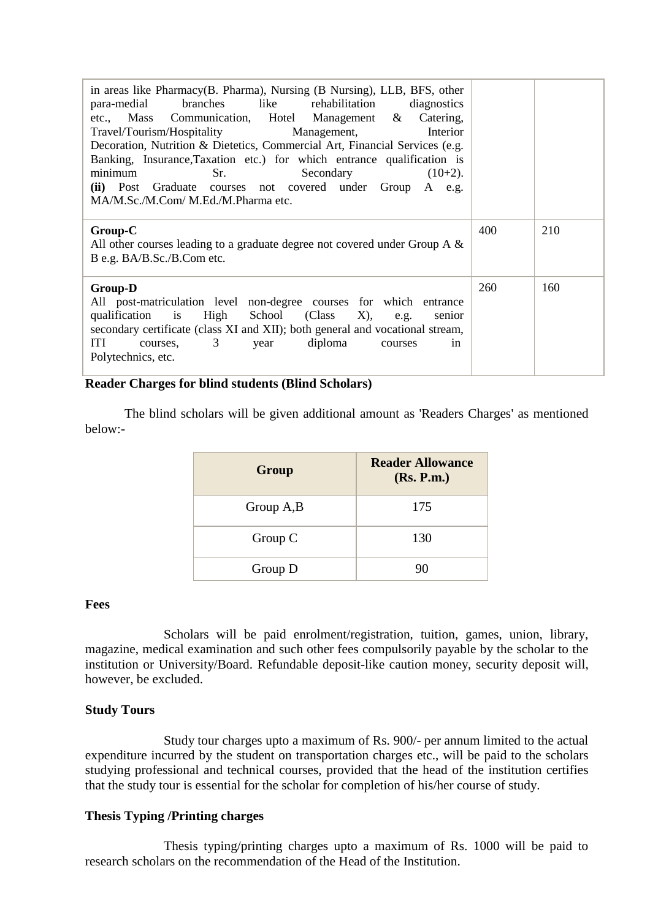| | | |
|---|---|---|
| in areas like Pharmacy(B. Pharma), Nursing (B Nursing), LLB, BFS, other para-medial branches like rehabilitation diagnostics etc., Mass Communication, Hotel Management & Catering, Travel/Tourism/Hospitality Management, Interior Decoration, Nutrition & Dietetics, Commercial Art, Financial Services (e.g. Banking, Insurance,Taxation etc.) for which entrance qualification is minimum Sr. Secondary (10+2).<br>**(ii)** Post Graduate courses not covered under Group A e.g. MA/M.Sc./M.Com/ M.Ed./M.Pharma etc. | | |
| **Group-C**<br>All other courses leading to a graduate degree not covered under Group A & B e.g. BA/B.Sc./B.Com etc. | 400 | 210 |
| **Group-D**<br>All post-matriculation level non-degree courses for which entrance qualification is High School (Class X), e.g. senior secondary certificate (class XI and XII); both general and vocational stream, ITI courses, 3 year diploma courses in Polytechnics, etc. | 260 | 160 |

**Reader Charges for blind students (Blind Scholars)**

The blind scholars will be given additional amount as 'Readers Charges' as mentioned below:-

| Group | Reader Allowance (Rs. P.m.) |
|---|---|
| Group A,B | 175 |
| Group C | 130 |
| Group D | 90 |

**Fees**

Scholars will be paid enrolment/registration, tuition, games, union, library, magazine, medical examination and such other fees compulsorily payable by the scholar to the institution or University/Board. Refundable deposit-like caution money, security deposit will, however, be excluded.

**Study Tours**

Study tour charges upto a maximum of Rs. 900/- per annum limited to the actual expenditure incurred by the student on transportation charges etc., will be paid to the scholars studying professional and technical courses, provided that the head of the institution certifies that the study tour is essential for the scholar for completion of his/her course of study.

**Thesis Typing /Printing charges**

Thesis typing/printing charges upto a maximum of Rs. 1000 will be paid to research scholars on the recommendation of the Head of the Institution.